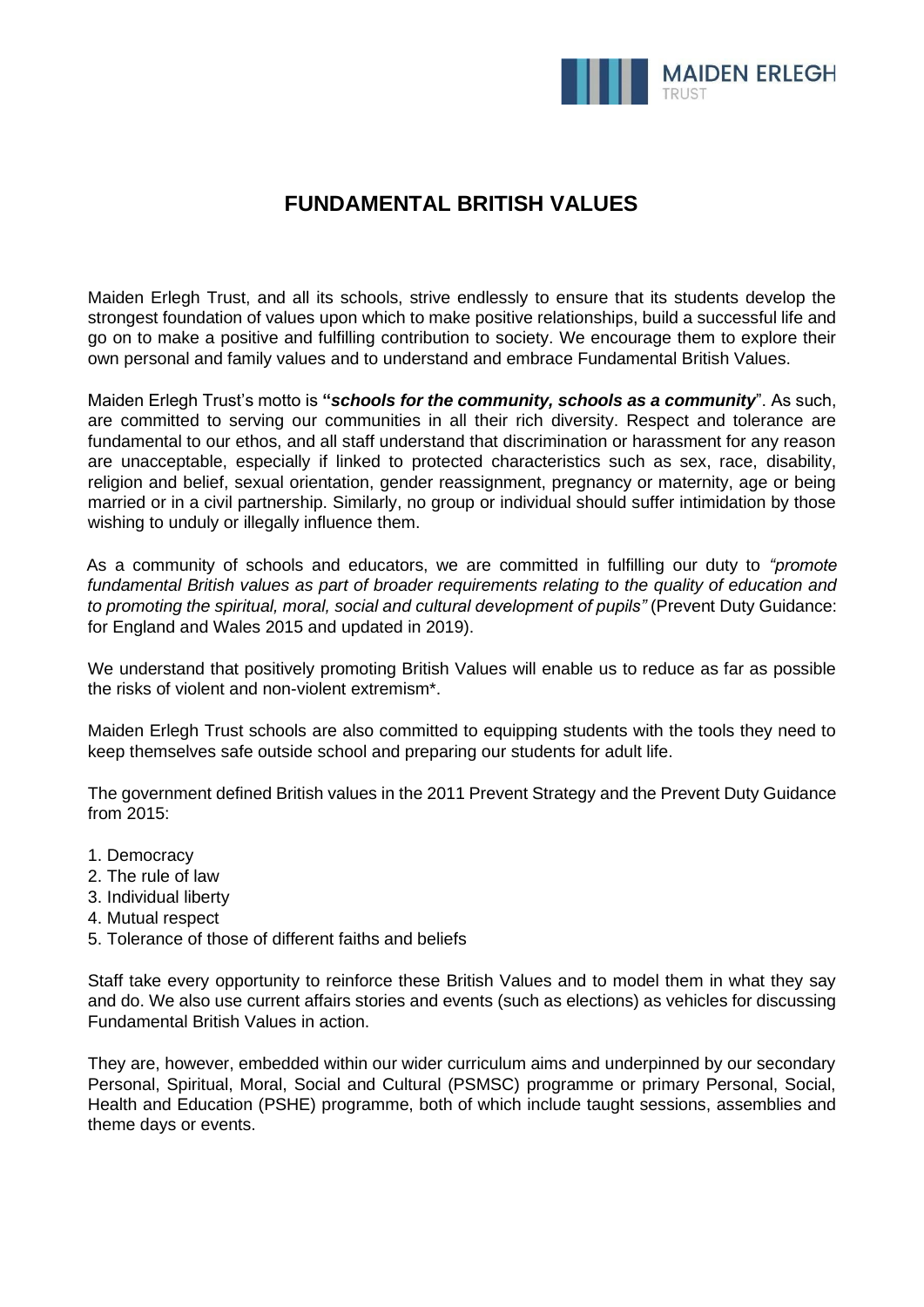# FUNDAMENTAL BRITISH VALUES

Maiden Erlegh Trust, and all its schools, strive endlessly to ensure that its students develop the strongest foundation of values upon which to make positive relationships, build a successful life and go on to make a positive and fulfilling contribution to society. We encourage them to explore their own personal and family values and to understand and embrace Fundamental British Values.

Maiden Erlegh Trust's motto is **"*schools for the community, schools as a community*"**. As such, are committed to serving our communities in all their rich diversity. Respect and tolerance are fundamental to our ethos, and all staff understand that discrimination or harassment for any reason are unacceptable, especially if linked to protected characteristics such as sex, race, disability, religion and belief, sexual orientation, gender reassignment, pregnancy or maternity, age or being married or in a civil partnership. Similarly, no group or individual should suffer intimidation by those wishing to unduly or illegally influence them.

As a community of schools and educators, we are committed in fulfilling our duty to *"promote fundamental British values as part of broader requirements relating to the quality of education and to promoting the spiritual, moral, social and cultural development of pupils"* (Prevent Duty Guidance: for England and Wales 2015 and updated in 2019).

We understand that positively promoting British Values will enable us to reduce as far as possible the risks of violent and non-violent extremism*.

Maiden Erlegh Trust schools are also committed to equipping students with the tools they need to keep themselves safe outside school and preparing our students for adult life.

The government defined British values in the 2011 Prevent Strategy and the Prevent Duty Guidance from 2015:

1. Democracy
2. The rule of law
3. Individual liberty
4. Mutual respect
5. Tolerance of those of different faiths and beliefs

Staff take every opportunity to reinforce these British Values and to model them in what they say and do. We also use current affairs stories and events (such as elections) as vehicles for discussing Fundamental British Values in action.

They are, however, embedded within our wider curriculum aims and underpinned by our secondary Personal, Spiritual, Moral, Social and Cultural (PSMSC) programme or primary Personal, Social, Health and Education (PSHE) programme, both of which include taught sessions, assemblies and theme days or events.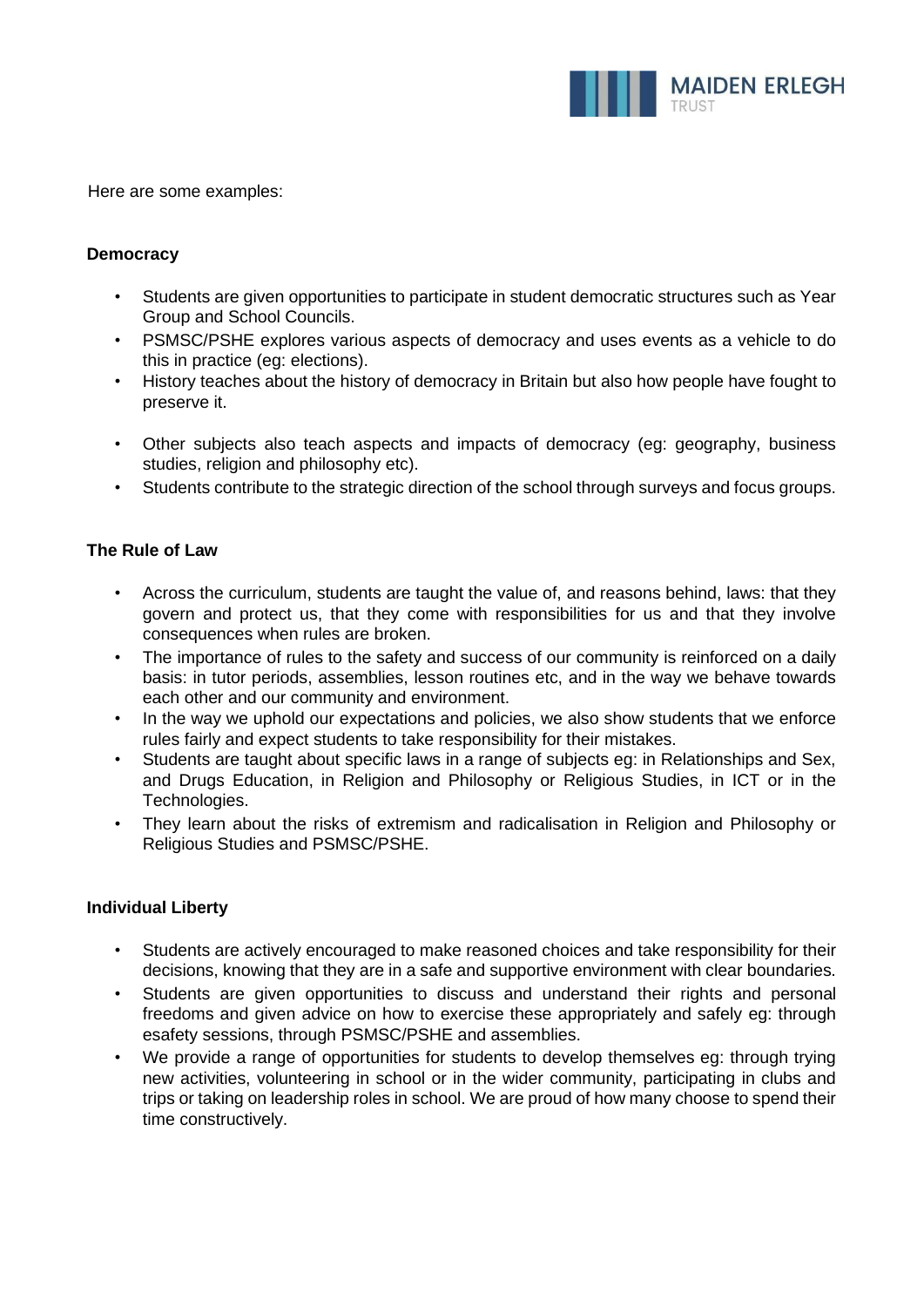Here are some examples:

**Democracy**

- Students are given opportunities to participate in student democratic structures such as Year Group and School Councils.
- PSMSC/PSHE explores various aspects of democracy and uses events as a vehicle to do this in practice (eg: elections).
- History teaches about the history of democracy in Britain but also how people have fought to preserve it.
- Other subjects also teach aspects and impacts of democracy (eg: geography, business studies, religion and philosophy etc).
- Students contribute to the strategic direction of the school through surveys and focus groups.

**The Rule of Law**

- Across the curriculum, students are taught the value of, and reasons behind, laws: that they govern and protect us, that they come with responsibilities for us and that they involve consequences when rules are broken.
- The importance of rules to the safety and success of our community is reinforced on a daily basis: in tutor periods, assemblies, lesson routines etc, and in the way we behave towards each other and our community and environment.
- In the way we uphold our expectations and policies, we also show students that we enforce rules fairly and expect students to take responsibility for their mistakes.
- Students are taught about specific laws in a range of subjects eg: in Relationships and Sex, and Drugs Education, in Religion and Philosophy or Religious Studies, in ICT or in the Technologies.
- They learn about the risks of extremism and radicalisation in Religion and Philosophy or Religious Studies and PSMSC/PSHE.

**Individual Liberty**

- Students are actively encouraged to make reasoned choices and take responsibility for their decisions, knowing that they are in a safe and supportive environment with clear boundaries.
- Students are given opportunities to discuss and understand their rights and personal freedoms and given advice on how to exercise these appropriately and safely eg: through esafety sessions, through PSMSC/PSHE and assemblies.
- We provide a range of opportunities for students to develop themselves eg: through trying new activities, volunteering in school or in the wider community, participating in clubs and trips or taking on leadership roles in school. We are proud of how many choose to spend their time constructively.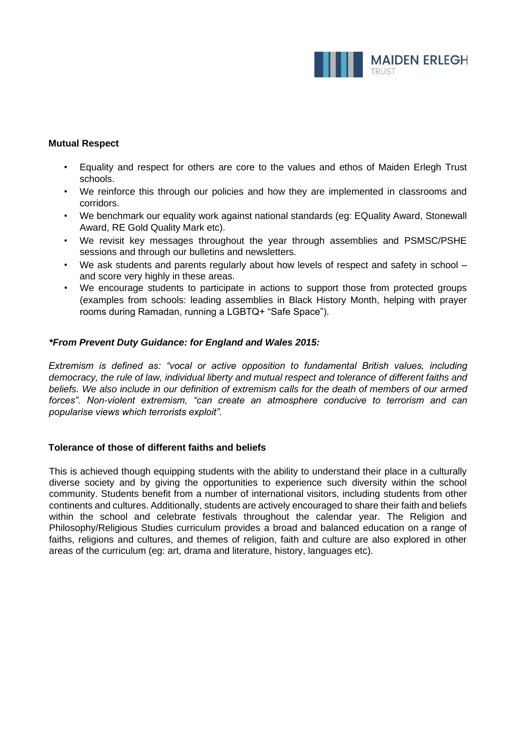**Mutual Respect**

- Equality and respect for others are core to the values and ethos of Maiden Erlegh Trust schools.
- We reinforce this through our policies and how they are implemented in classrooms and corridors.
- We benchmark our equality work against national standards (eg: EQuality Award, Stonewall Award, RE Gold Quality Mark etc).
- We revisit key messages throughout the year through assemblies and PSMSC/PSHE sessions and through our bulletins and newsletters.
- We ask students and parents regularly about how levels of respect and safety in school – and score very highly in these areas.
- We encourage students to participate in actions to support those from protected groups (examples from schools: leading assemblies in Black History Month, helping with prayer rooms during Ramadan, running a LGBTQ+ "Safe Space").

***From Prevent Duty Guidance: for England and Wales 2015:***

*Extremism is defined as: "vocal or active opposition to fundamental British values, including democracy, the rule of law, individual liberty and mutual respect and tolerance of different faiths and beliefs. We also include in our definition of extremism calls for the death of members of our armed forces". Non-violent extremism, "can create an atmosphere conducive to terrorism and can popularise views which terrorists exploit".*

**Tolerance of those of different faiths and beliefs**

This is achieved though equipping students with the ability to understand their place in a culturally diverse society and by giving the opportunities to experience such diversity within the school community. Students benefit from a number of international visitors, including students from other continents and cultures. Additionally, students are actively encouraged to share their faith and beliefs within the school and celebrate festivals throughout the calendar year. The Religion and Philosophy/Religious Studies curriculum provides a broad and balanced education on a range of faiths, religions and cultures, and themes of religion, faith and culture are also explored in other areas of the curriculum (eg: art, drama and literature, history, languages etc).